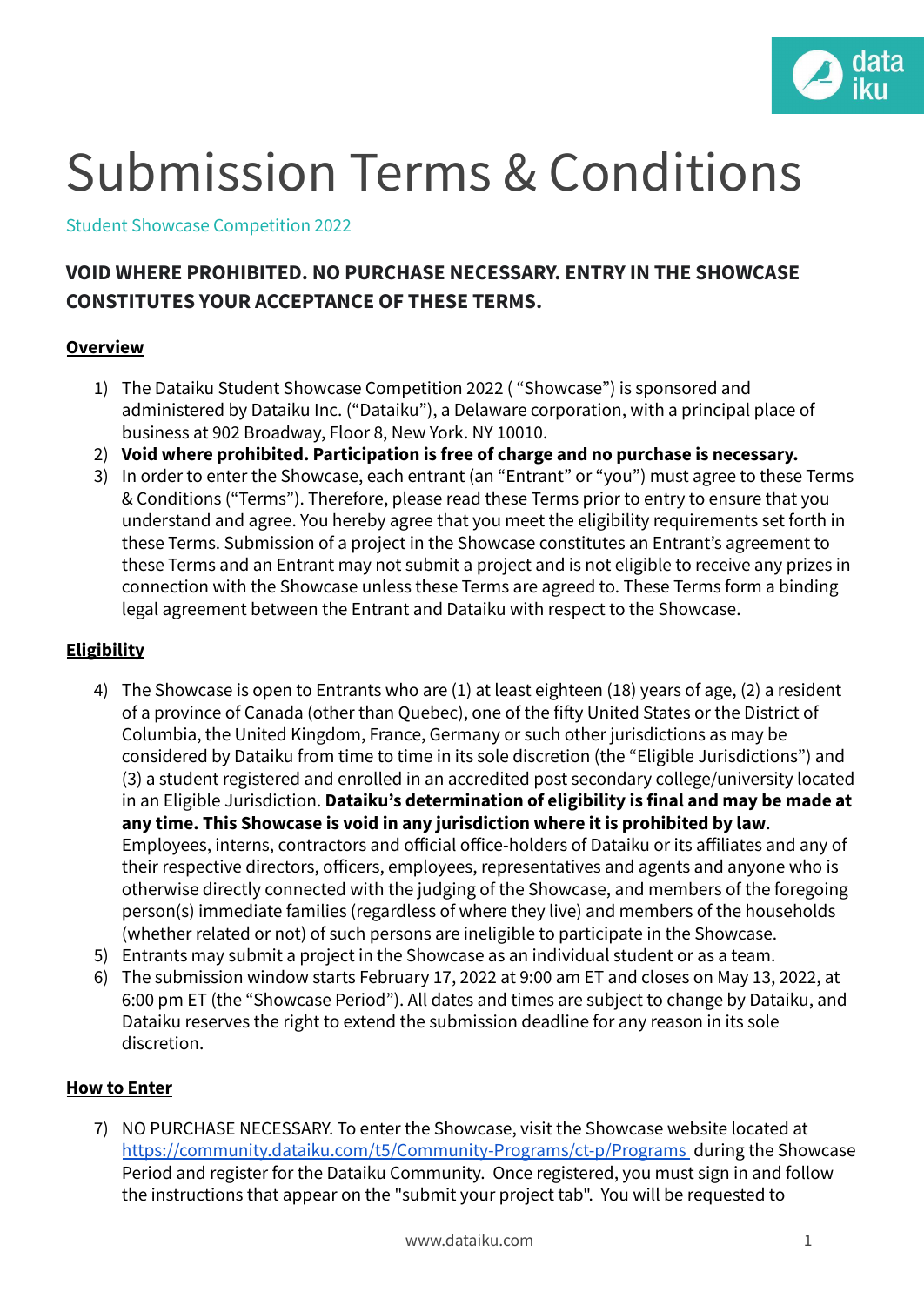# Submission Terms & Conditions

Student Showcase Competition 2022

**VOID WHERE PROHIBITED. NO PURCHASE NECESSARY. ENTRY IN THE SHOWCASE CONSTITUTES YOUR ACCEPTANCE OF THESE TERMS.**

## Overview

1) The Dataiku Student Showcase Competition 2022 ( "Showcase") is sponsored and administered by Dataiku Inc. ("Dataiku"), a Delaware corporation, with a principal place of business at 902 Broadway, Floor 8, New York. NY 10010.
2) **Void where prohibited. Participation is free of charge and no purchase is necessary.**
3) In order to enter the Showcase, each entrant (an "Entrant" or "you") must agree to these Terms & Conditions ("Terms"). Therefore, please read these Terms prior to entry to ensure that you understand and agree. You hereby agree that you meet the eligibility requirements set forth in these Terms. Submission of a project in the Showcase constitutes an Entrant's agreement to these Terms and an Entrant may not submit a project and is not eligible to receive any prizes in connection with the Showcase unless these Terms are agreed to. These Terms form a binding legal agreement between the Entrant and Dataiku with respect to the Showcase.

## Eligibility

4) The Showcase is open to Entrants who are (1) at least eighteen (18) years of age, (2) a resident of a province of Canada (other than Quebec), one of the fifty United States or the District of Columbia, the United Kingdom, France, Germany or such other jurisdictions as may be considered by Dataiku from time to time in its sole discretion (the "Eligible Jurisdictions") and (3) a student registered and enrolled in an accredited post secondary college/university located in an Eligible Jurisdiction. **Dataiku's determination of eligibility is final and may be made at any time. This Showcase is void in any jurisdiction where it is prohibited by law**. Employees, interns, contractors and official office-holders of Dataiku or its affiliates and any of their respective directors, officers, employees, representatives and agents and anyone who is otherwise directly connected with the judging of the Showcase, and members of the foregoing person(s) immediate families (regardless of where they live) and members of the households (whether related or not) of such persons are ineligible to participate in the Showcase.
5) Entrants may submit a project in the Showcase as an individual student or as a team.
6) The submission window starts February 17, 2022 at 9:00 am ET and closes on May 13, 2022, at 6:00 pm ET (the "Showcase Period"). All dates and times are subject to change by Dataiku, and Dataiku reserves the right to extend the submission deadline for any reason in its sole discretion.

## How to Enter

7) NO PURCHASE NECESSARY. To enter the Showcase, visit the Showcase website located at https://community.dataiku.com/t5/Community-Programs/ct-p/Programs during the Showcase Period and register for the Dataiku Community. Once registered, you must sign in and follow the instructions that appear on the "submit your project tab". You will be requested to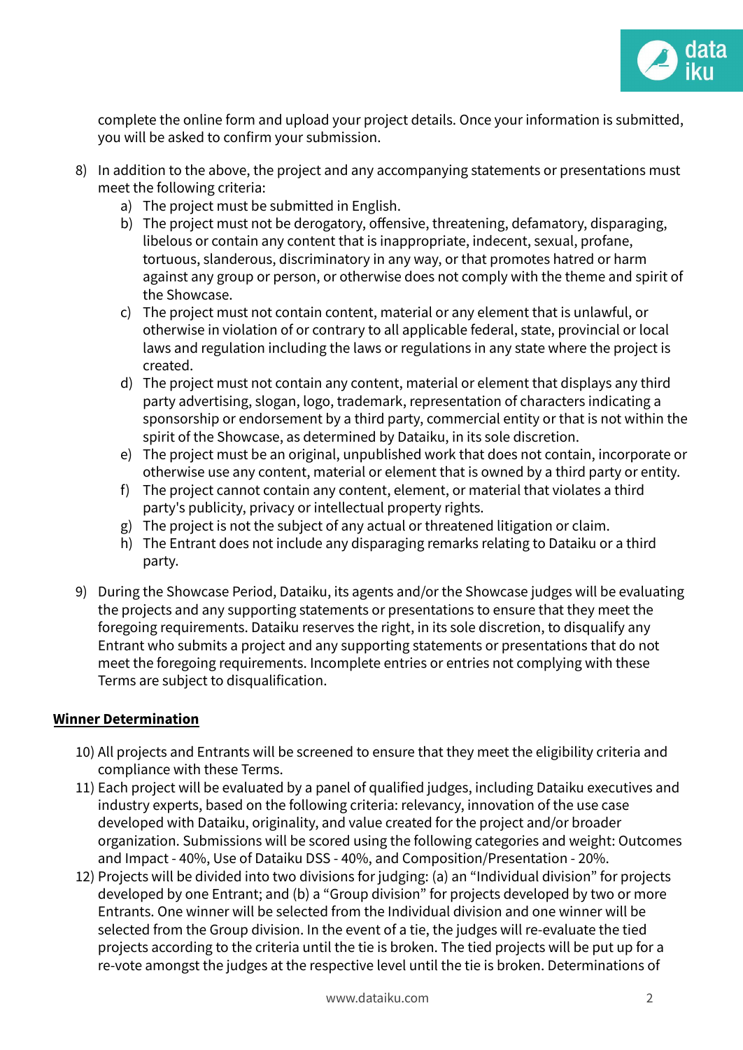complete the online form and upload your project details. Once your information is submitted, you will be asked to confirm your submission.

8) In addition to the above, the project and any accompanying statements or presentations must meet the following criteria:
   a) The project must be submitted in English.
   b) The project must not be derogatory, offensive, threatening, defamatory, disparaging, libelous or contain any content that is inappropriate, indecent, sexual, profane, tortuous, slanderous, discriminatory in any way, or that promotes hatred or harm against any group or person, or otherwise does not comply with the theme and spirit of the Showcase.
   c) The project must not contain content, material or any element that is unlawful, or otherwise in violation of or contrary to all applicable federal, state, provincial or local laws and regulation including the laws or regulations in any state where the project is created.
   d) The project must not contain any content, material or element that displays any third party advertising, slogan, logo, trademark, representation of characters indicating a sponsorship or endorsement by a third party, commercial entity or that is not within the spirit of the Showcase, as determined by Dataiku, in its sole discretion.
   e) The project must be an original, unpublished work that does not contain, incorporate or otherwise use any content, material or element that is owned by a third party or entity.
   f) The project cannot contain any content, element, or material that violates a third party's publicity, privacy or intellectual property rights.
   g) The project is not the subject of any actual or threatened litigation or claim.
   h) The Entrant does not include any disparaging remarks relating to Dataiku or a third party.

9) During the Showcase Period, Dataiku, its agents and/or the Showcase judges will be evaluating the projects and any supporting statements or presentations to ensure that they meet the foregoing requirements. Dataiku reserves the right, in its sole discretion, to disqualify any Entrant who submits a project and any supporting statements or presentations that do not meet the foregoing requirements. Incomplete entries or entries not complying with these Terms are subject to disqualification.

**Winner Determination**

10) All projects and Entrants will be screened to ensure that they meet the eligibility criteria and compliance with these Terms.

11) Each project will be evaluated by a panel of qualified judges, including Dataiku executives and industry experts, based on the following criteria: relevancy, innovation of the use case developed with Dataiku, originality, and value created for the project and/or broader organization. Submissions will be scored using the following categories and weight: Outcomes and Impact - 40%, Use of Dataiku DSS - 40%, and Composition/Presentation - 20%.

12) Projects will be divided into two divisions for judging: (a) an "Individual division" for projects developed by one Entrant; and (b) a "Group division" for projects developed by two or more Entrants. One winner will be selected from the Individual division and one winner will be selected from the Group division. In the event of a tie, the judges will re-evaluate the tied projects according to the criteria until the tie is broken. The tied projects will be put up for a re-vote amongst the judges at the respective level until the tie is broken. Determinations of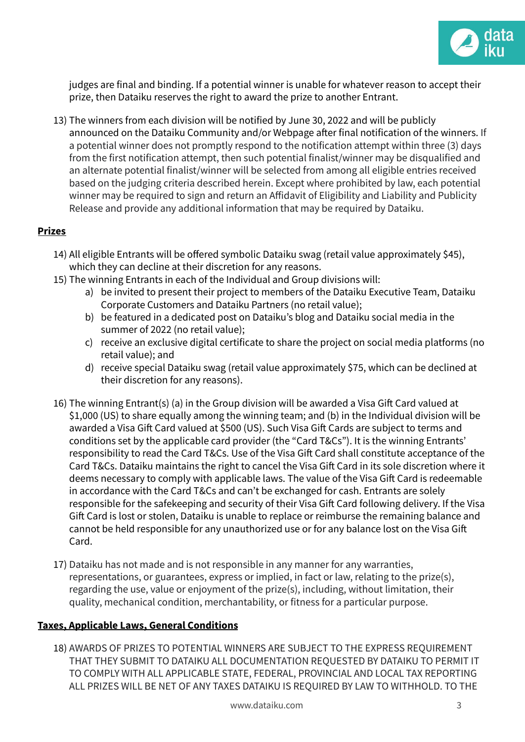judges are final and binding. If a potential winner is unable for whatever reason to accept their prize, then Dataiku reserves the right to award the prize to another Entrant.

13) The winners from each division will be notified by June 30, 2022 and will be publicly announced on the Dataiku Community and/or Webpage after final notification of the winners. If a potential winner does not promptly respond to the notification attempt within three (3) days from the first notification attempt, then such potential finalist/winner may be disqualified and an alternate potential finalist/winner will be selected from among all eligible entries received based on the judging criteria described herein. Except where prohibited by law, each potential winner may be required to sign and return an Affidavit of Eligibility and Liability and Publicity Release and provide any additional information that may be required by Dataiku.

**Prizes**

14) All eligible Entrants will be offered symbolic Dataiku swag (retail value approximately $45), which they can decline at their discretion for any reasons.
15) The winning Entrants in each of the Individual and Group divisions will:
    a) be invited to present their project to members of the Dataiku Executive Team, Dataiku Corporate Customers and Dataiku Partners (no retail value);
    b) be featured in a dedicated post on Dataiku's blog and Dataiku social media in the summer of 2022 (no retail value);
    c) receive an exclusive digital certificate to share the project on social media platforms (no retail value); and
    d) receive special Dataiku swag (retail value approximately $75, which can be declined at their discretion for any reasons).

16) The winning Entrant(s) (a) in the Group division will be awarded a Visa Gift Card valued at $1,000 (US) to share equally among the winning team; and (b) in the Individual division will be awarded a Visa Gift Card valued at $500 (US). Such Visa Gift Cards are subject to terms and conditions set by the applicable card provider (the "Card T&Cs"). It is the winning Entrants' responsibility to read the Card T&Cs. Use of the Visa Gift Card shall constitute acceptance of the Card T&Cs. Dataiku maintains the right to cancel the Visa Gift Card in its sole discretion where it deems necessary to comply with applicable laws. The value of the Visa Gift Card is redeemable in accordance with the Card T&Cs and can't be exchanged for cash. Entrants are solely responsible for the safekeeping and security of their Visa Gift Card following delivery. If the Visa Gift Card is lost or stolen, Dataiku is unable to replace or reimburse the remaining balance and cannot be held responsible for any unauthorized use or for any balance lost on the Visa Gift Card.

17) Dataiku has not made and is not responsible in any manner for any warranties, representations, or guarantees, express or implied, in fact or law, relating to the prize(s), regarding the use, value or enjoyment of the prize(s), including, without limitation, their quality, mechanical condition, merchantability, or fitness for a particular purpose.

**Taxes, Applicable Laws, General Conditions**

18) AWARDS OF PRIZES TO POTENTIAL WINNERS ARE SUBJECT TO THE EXPRESS REQUIREMENT THAT THEY SUBMIT TO DATAIKU ALL DOCUMENTATION REQUESTED BY DATAIKU TO PERMIT IT TO COMPLY WITH ALL APPLICABLE STATE, FEDERAL, PROVINCIAL AND LOCAL TAX REPORTING ALL PRIZES WILL BE NET OF ANY TAXES DATAIKU IS REQUIRED BY LAW TO WITHHOLD. TO THE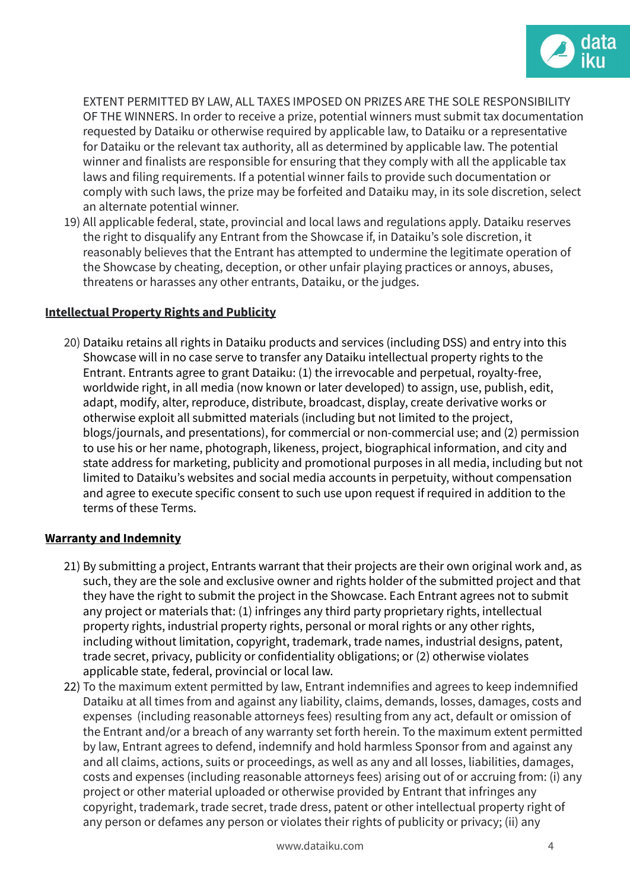EXTENT PERMITTED BY LAW, ALL TAXES IMPOSED ON PRIZES ARE THE SOLE RESPONSIBILITY OF THE WINNERS. In order to receive a prize, potential winners must submit tax documentation requested by Dataiku or otherwise required by applicable law, to Dataiku or a representative for Dataiku or the relevant tax authority, all as determined by applicable law. The potential winner and finalists are responsible for ensuring that they comply with all the applicable tax laws and filing requirements. If a potential winner fails to provide such documentation or comply with such laws, the prize may be forfeited and Dataiku may, in its sole discretion, select an alternate potential winner.

19) All applicable federal, state, provincial and local laws and regulations apply. Dataiku reserves the right to disqualify any Entrant from the Showcase if, in Dataiku's sole discretion, it reasonably believes that the Entrant has attempted to undermine the legitimate operation of the Showcase by cheating, deception, or other unfair playing practices or annoys, abuses, threatens or harasses any other entrants, Dataiku, or the judges.

**Intellectual Property Rights and Publicity**

20) Dataiku retains all rights in Dataiku products and services (including DSS) and entry into this Showcase will in no case serve to transfer any Dataiku intellectual property rights to the Entrant. Entrants agree to grant Dataiku: (1) the irrevocable and perpetual, royalty-free, worldwide right, in all media (now known or later developed) to assign, use, publish, edit, adapt, modify, alter, reproduce, distribute, broadcast, display, create derivative works or otherwise exploit all submitted materials (including but not limited to the project, blogs/journals, and presentations), for commercial or non-commercial use; and (2) permission to use his or her name, photograph, likeness, project, biographical information, and city and state address for marketing, publicity and promotional purposes in all media, including but not limited to Dataiku's websites and social media accounts in perpetuity, without compensation and agree to execute specific consent to such use upon request if required in addition to the terms of these Terms.

**Warranty and Indemnity**

21) By submitting a project, Entrants warrant that their projects are their own original work and, as such, they are the sole and exclusive owner and rights holder of the submitted project and that they have the right to submit the project in the Showcase. Each Entrant agrees not to submit any project or materials that: (1) infringes any third party proprietary rights, intellectual property rights, industrial property rights, personal or moral rights or any other rights, including without limitation, copyright, trademark, trade names, industrial designs, patent, trade secret, privacy, publicity or confidentiality obligations; or (2) otherwise violates applicable state, federal, provincial or local law.

22) To the maximum extent permitted by law, Entrant indemnifies and agrees to keep indemnified Dataiku at all times from and against any liability, claims, demands, losses, damages, costs and expenses (including reasonable attorneys fees) resulting from any act, default or omission of the Entrant and/or a breach of any warranty set forth herein. To the maximum extent permitted by law, Entrant agrees to defend, indemnify and hold harmless Sponsor from and against any and all claims, actions, suits or proceedings, as well as any and all losses, liabilities, damages, costs and expenses (including reasonable attorneys fees) arising out of or accruing from: (i) any project or other material uploaded or otherwise provided by Entrant that infringes any copyright, trademark, trade secret, trade dress, patent or other intellectual property right of any person or defames any person or violates their rights of publicity or privacy; (ii) any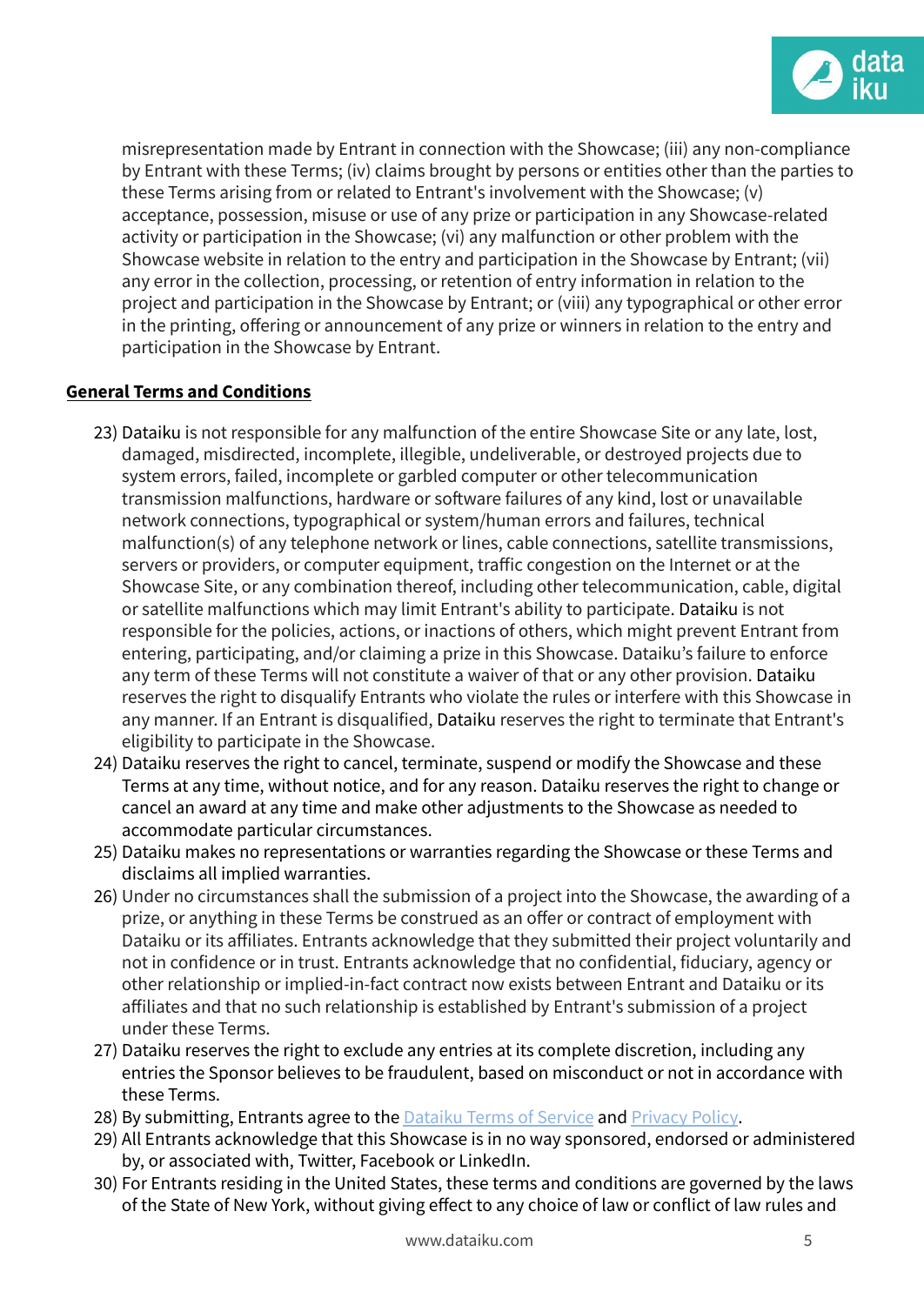misrepresentation made by Entrant in connection with the Showcase; (iii) any non-compliance by Entrant with these Terms; (iv) claims brought by persons or entities other than the parties to these Terms arising from or related to Entrant's involvement with the Showcase; (v) acceptance, possession, misuse or use of any prize or participation in any Showcase-related activity or participation in the Showcase; (vi) any malfunction or other problem with the Showcase website in relation to the entry and participation in the Showcase by Entrant; (vii) any error in the collection, processing, or retention of entry information in relation to the project and participation in the Showcase by Entrant; or (viii) any typographical or other error in the printing, offering or announcement of any prize or winners in relation to the entry and participation in the Showcase by Entrant.

**General Terms and Conditions**

23) Dataiku is not responsible for any malfunction of the entire Showcase Site or any late, lost, damaged, misdirected, incomplete, illegible, undeliverable, or destroyed projects due to system errors, failed, incomplete or garbled computer or other telecommunication transmission malfunctions, hardware or software failures of any kind, lost or unavailable network connections, typographical or system/human errors and failures, technical malfunction(s) of any telephone network or lines, cable connections, satellite transmissions, servers or providers, or computer equipment, traffic congestion on the Internet or at the Showcase Site, or any combination thereof, including other telecommunication, cable, digital or satellite malfunctions which may limit Entrant's ability to participate. Dataiku is not responsible for the policies, actions, or inactions of others, which might prevent Entrant from entering, participating, and/or claiming a prize in this Showcase. Dataiku's failure to enforce any term of these Terms will not constitute a waiver of that or any other provision. Dataiku reserves the right to disqualify Entrants who violate the rules or interfere with this Showcase in any manner. If an Entrant is disqualified, Dataiku reserves the right to terminate that Entrant's eligibility to participate in the Showcase.
24) Dataiku reserves the right to cancel, terminate, suspend or modify the Showcase and these Terms at any time, without notice, and for any reason. Dataiku reserves the right to change or cancel an award at any time and make other adjustments to the Showcase as needed to accommodate particular circumstances.
25) Dataiku makes no representations or warranties regarding the Showcase or these Terms and disclaims all implied warranties.
26) Under no circumstances shall the submission of a project into the Showcase, the awarding of a prize, or anything in these Terms be construed as an offer or contract of employment with Dataiku or its affiliates. Entrants acknowledge that they submitted their project voluntarily and not in confidence or in trust. Entrants acknowledge that no confidential, fiduciary, agency or other relationship or implied-in-fact contract now exists between Entrant and Dataiku or its affiliates and that no such relationship is established by Entrant's submission of a project under these Terms.
27) Dataiku reserves the right to exclude any entries at its complete discretion, including any entries the Sponsor believes to be fraudulent, based on misconduct or not in accordance with these Terms.
28) By submitting, Entrants agree to the [Dataiku Terms of Service] and [Privacy Policy].
29) All Entrants acknowledge that this Showcase is in no way sponsored, endorsed or administered by, or associated with, Twitter, Facebook or LinkedIn.
30) For Entrants residing in the United States, these terms and conditions are governed by the laws of the State of New York, without giving effect to any choice of law or conflict of law rules and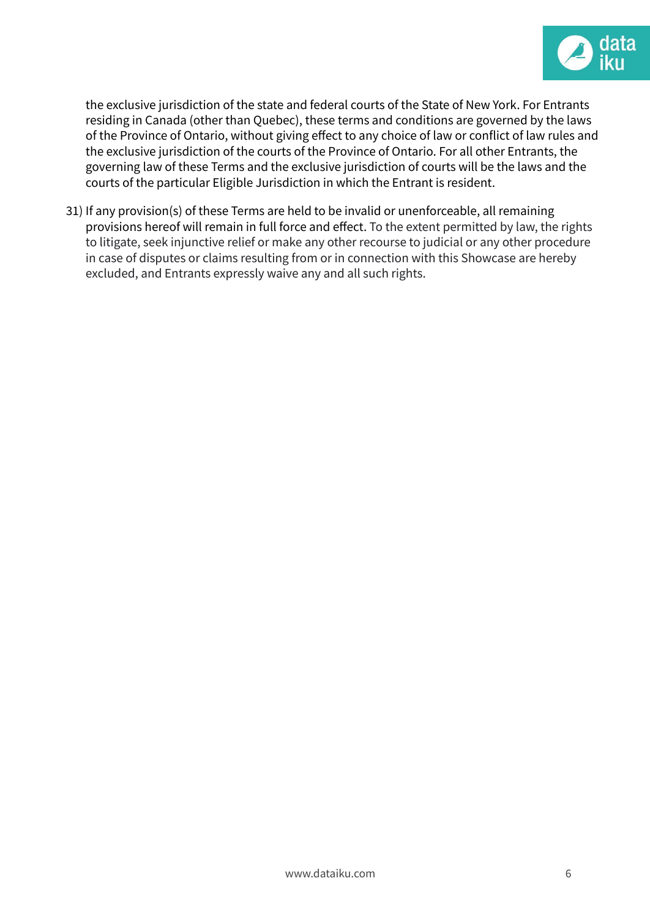the exclusive jurisdiction of the state and federal courts of the State of New York. For Entrants residing in Canada (other than Quebec), these terms and conditions are governed by the laws of the Province of Ontario, without giving effect to any choice of law or conflict of law rules and the exclusive jurisdiction of the courts of the Province of Ontario. For all other Entrants, the governing law of these Terms and the exclusive jurisdiction of courts will be the laws and the courts of the particular Eligible Jurisdiction in which the Entrant is resident.

31) If any provision(s) of these Terms are held to be invalid or unenforceable, all remaining provisions hereof will remain in full force and effect. To the extent permitted by law, the rights to litigate, seek injunctive relief or make any other recourse to judicial or any other procedure in case of disputes or claims resulting from or in connection with this Showcase are hereby excluded, and Entrants expressly waive any and all such rights.